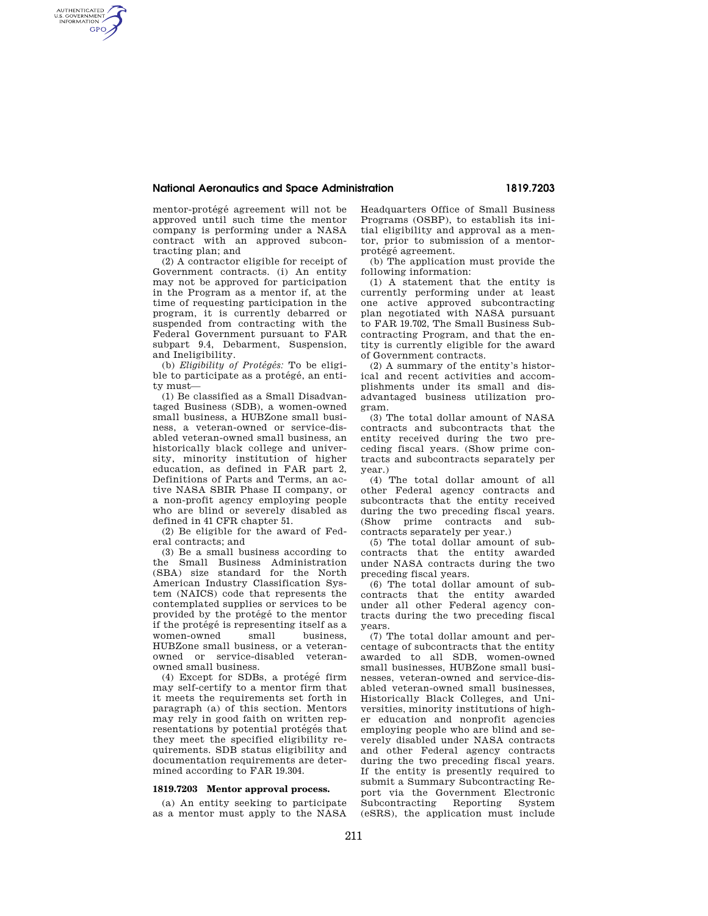mentor-protégé agreement will not be approved until such time the mentor company is performing under a NASA contract with an approved subcontracting plan; and

(2) A contractor eligible for receipt of Government contracts. (i) An entity may not be approved for participation in the Program as a mentor if, at the time of requesting participation in the program, it is currently debarred or suspended from contracting with the Federal Government pursuant to FAR subpart 9.4, Debarment, Suspension, and Ineligibility.

(b) *Eligibility of Protégés:* To be eligible to participate as a protégé, an entity must—

(1) Be classified as a Small Disadvantaged Business (SDB), a women-owned small business, a HUBZone small business, a veteran-owned or service-disabled veteran-owned small business, an historically black college and university, minority institution of higher education, as defined in FAR part 2, Definitions of Parts and Terms, an active NASA SBIR Phase II company, or a non-profit agency employing people who are blind or severely disabled as defined in 41 CFR chapter 51.

(2) Be eligible for the award of Federal contracts; and

(3) Be a small business according to the Small Business Administration (SBA) size standard for the North American Industry Classification System (NAICS) code that represents the contemplated supplies or services to be provided by the protégé to the mentor if the protégé is representing itself as a women-owned small business, HUBZone small business, or a veteran-owned or service-disabled veteran-owned small business.

(4) Except for SDBs, a protégé firm may self-certify to a mentor firm that it meets the requirements set forth in paragraph (a) of this section. Mentors may rely in good faith on written representations by potential protégés that they meet the specified eligibility requirements. SDB status eligibility and documentation requirements are determined according to FAR 19.304.

### 1819.7203 Mentor approval process.

(a) An entity seeking to participate as a mentor must apply to the NASA Headquarters Office of Small Business Programs (OSBP), to establish its initial eligibility and approval as a mentor, prior to submission of a mentor-protégé agreement.

(b) The application must provide the following information:

(1) A statement that the entity is currently performing under at least one active approved subcontracting plan negotiated with NASA pursuant to FAR 19.702, The Small Business Subcontracting Program, and that the entity is currently eligible for the award of Government contracts.

(2) A summary of the entity's historical and recent activities and accomplishments under its small and disadvantaged business utilization program.

(3) The total dollar amount of NASA contracts and subcontracts that the entity received during the two preceding fiscal years. (Show prime contracts and subcontracts separately per year.)

(4) The total dollar amount of all other Federal agency contracts and subcontracts that the entity received during the two preceding fiscal years. (Show prime contracts and subcontracts separately per year.)

(5) The total dollar amount of subcontracts that the entity awarded under NASA contracts during the two preceding fiscal years.

(6) The total dollar amount of subcontracts that the entity awarded under all other Federal agency contracts during the two preceding fiscal years.

(7) The total dollar amount and percentage of subcontracts that the entity awarded to all SDB, women-owned small businesses, HUBZone small businesses, veteran-owned and service-disabled veteran-owned small businesses, Historically Black Colleges, and Universities, minority institutions of higher education and nonprofit agencies employing people who are blind and severely disabled under NASA contracts and other Federal agency contracts during the two preceding fiscal years. If the entity is presently required to submit a Summary Subcontracting Report via the Government Electronic Subcontracting Reporting System (eSRS), the application must include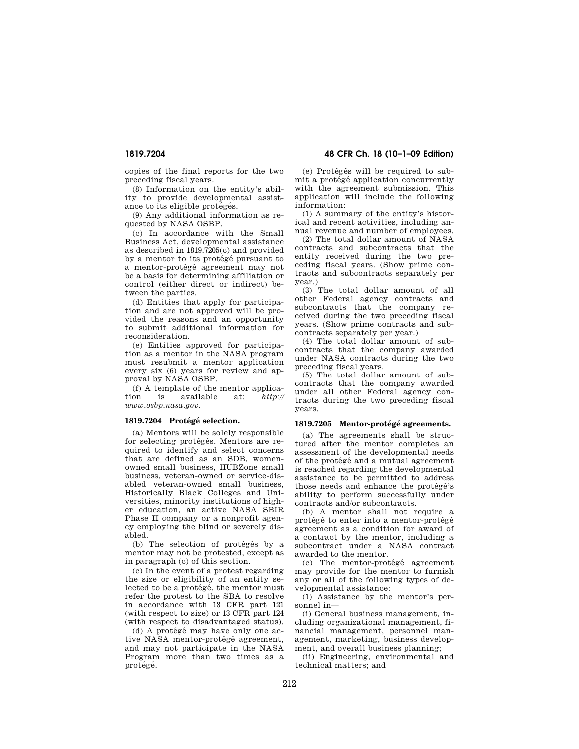copies of the final reports for the two preceding fiscal years.

(8) Information on the entity's ability to provide developmental assistance to its eligible protégés.

(9) Any additional information as requested by NASA OSBP.

(c) In accordance with the Small Business Act, developmental assistance as described in 1819.7205(c) and provided by a mentor to its protégé pursuant to a mentor-protégé agreement may not be a basis for determining affiliation or control (either direct or indirect) between the parties.

(d) Entities that apply for participation and are not approved will be provided the reasons and an opportunity to submit additional information for reconsideration.

(e) Entities approved for participation as a mentor in the NASA program must resubmit a mentor application every six (6) years for review and approval by NASA OSBP.

(f) A template of the mentor application is available at: *http://www.osbp.nasa.gov*.

### 1819.7204 Protégé selection.

(a) Mentors will be solely responsible for selecting protégés. Mentors are required to identify and select concerns that are defined as an SDB, women-owned small business, HUBZone small business, veteran-owned or service-disabled veteran-owned small business, Historically Black Colleges and Universities, minority institutions of higher education, an active NASA SBIR Phase II company or a nonprofit agency employing the blind or severely disabled.

(b) The selection of protégés by a mentor may not be protested, except as in paragraph (c) of this section.

(c) In the event of a protest regarding the size or eligibility of an entity selected to be a protégé, the mentor must refer the protest to the SBA to resolve in accordance with 13 CFR part 121 (with respect to size) or 13 CFR part 124 (with respect to disadvantaged status).

(d) A protégé may have only one active NASA mentor-protégé agreement, and may not participate in the NASA Program more than two times as a protégé.

(e) Protégés will be required to submit a protégé application concurrently with the agreement submission. This application will include the following information:

(1) A summary of the entity's historical and recent activities, including annual revenue and number of employees.

(2) The total dollar amount of NASA contracts and subcontracts that the entity received during the two preceding fiscal years. (Show prime contracts and subcontracts separately per year.)

(3) The total dollar amount of all other Federal agency contracts and subcontracts that the company received during the two preceding fiscal years. (Show prime contracts and subcontracts separately per year.)

(4) The total dollar amount of subcontracts that the company awarded under NASA contracts during the two preceding fiscal years.

(5) The total dollar amount of subcontracts that the company awarded under all other Federal agency contracts during the two preceding fiscal years.

### 1819.7205 Mentor-protégé agreements.

(a) The agreements shall be structured after the mentor completes an assessment of the developmental needs of the protégé and a mutual agreement is reached regarding the developmental assistance to be permitted to address those needs and enhance the protégé's ability to perform successfully under contracts and/or subcontracts.

(b) A mentor shall not require a protégé to enter into a mentor-protégé agreement as a condition for award of a contract by the mentor, including a subcontract under a NASA contract awarded to the mentor.

(c) The mentor-protégé agreement may provide for the mentor to furnish any or all of the following types of developmental assistance:

(1) Assistance by the mentor's personnel in—

(i) General business management, including organizational management, financial management, personnel management, marketing, business development, and overall business planning;

(ii) Engineering, environmental and technical matters; and